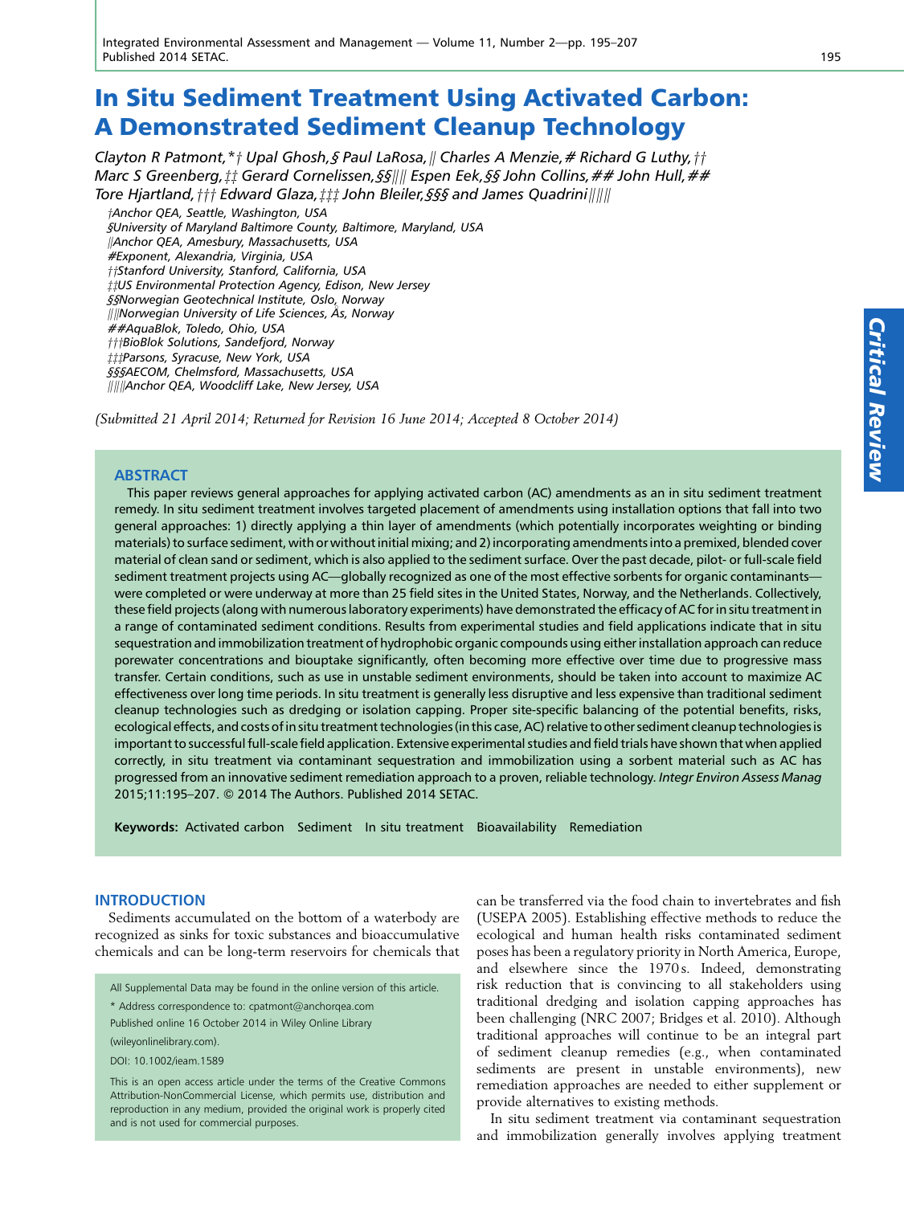# In Situ Sediment Treatment Using Activated Carbon: A Demonstrated Sediment Cleanup Technology

*Clayton R Patmont,\*† Upal Ghosh,§ Paul LaRosa,|| Charles A Menzie,# Richard G Luthy,†† Marc S Greenberg,‡‡ Gerard Cornelissen,§§|||| Espen Eek,§§ John Collins,## John Hull,## Tore Hjartland,††† Edward Glaza,‡‡‡ John Bleiler,§§§ and James Quadrini||||||*

*†Anchor QEA, Seattle, Washington, USA*
*§University of Maryland Baltimore County, Baltimore, Maryland, USA*
*||Anchor QEA, Amesbury, Massachusetts, USA*
*#Exponent, Alexandria, Virginia, USA*
*††Stanford University, Stanford, California, USA*
*‡‡US Environmental Protection Agency, Edison, New Jersey*
*§§Norwegian Geotechnical Institute, Oslo, Norway*
*||||Norwegian University of Life Sciences, Ås, Norway*
*##AquaBlok, Toledo, Ohio, USA*
*†††BioBlok Solutions, Sandefjord, Norway*
*‡‡‡Parsons, Syracuse, New York, USA*
*§§§AECOM, Chelmsford, Massachusetts, USA*
*||||||Anchor QEA, Woodcliff Lake, New Jersey, USA*

*(Submitted 21 April 2014; Returned for Revision 16 June 2014; Accepted 8 October 2014)*

Critical Review

## ABSTRACT

This paper reviews general approaches for applying activated carbon (AC) amendments as an in situ sediment treatment remedy. In situ sediment treatment involves targeted placement of amendments using installation options that fall into two general approaches: 1) directly applying a thin layer of amendments (which potentially incorporates weighting or binding materials) to surface sediment, with or without initial mixing; and 2) incorporating amendments into a premixed, blended cover material of clean sand or sediment, which is also applied to the sediment surface. Over the past decade, pilot- or full-scale field sediment treatment projects using AC—globally recognized as one of the most effective sorbents for organic contaminants—were completed or were underway at more than 25 field sites in the United States, Norway, and the Netherlands. Collectively, these field projects (along with numerous laboratory experiments) have demonstrated the efficacy of AC for in situ treatment in a range of contaminated sediment conditions. Results from experimental studies and field applications indicate that in situ sequestration and immobilization treatment of hydrophobic organic compounds using either installation approach can reduce porewater concentrations and biouptake significantly, often becoming more effective over time due to progressive mass transfer. Certain conditions, such as use in unstable sediment environments, should be taken into account to maximize AC effectiveness over long time periods. In situ treatment is generally less disruptive and less expensive than traditional sediment cleanup technologies such as dredging or isolation capping. Proper site-specific balancing of the potential benefits, risks, ecological effects, and costs of in situ treatment technologies (in this case, AC) relative to other sediment cleanup technologies is important to successful full-scale field application. Extensive experimental studies and field trials have shown that when applied correctly, in situ treatment via contaminant sequestration and immobilization using a sorbent material such as AC has progressed from an innovative sediment remediation approach to a proven, reliable technology. *Integr Environ Assess Manag* 2015;11:195–207. © 2014 The Authors. Published 2014 SETAC.

**Keywords:** Activated carbon   Sediment   In situ treatment   Bioavailability   Remediation

## INTRODUCTION

Sediments accumulated on the bottom of a waterbody are recognized as sinks for toxic substances and bioaccumulative chemicals and can be long-term reservoirs for chemicals that can be transferred via the food chain to invertebrates and fish (USEPA 2005). Establishing effective methods to reduce the ecological and human health risks contaminated sediment poses has been a regulatory priority in North America, Europe, and elsewhere since the 1970s. Indeed, demonstrating risk reduction that is convincing to all stakeholders using traditional dredging and isolation capping approaches has been challenging (NRC 2007; Bridges et al. 2010). Although traditional approaches will continue to be an integral part of sediment cleanup remedies (e.g., when contaminated sediments are present in unstable environments), new remediation approaches are needed to either supplement or provide alternatives to existing methods.

In situ sediment treatment via contaminant sequestration and immobilization generally involves applying treatment

All Supplemental Data may be found in the online version of this article.

\* Address correspondence to: cpatmont@anchorqea.com

Published online 16 October 2014 in Wiley Online Library (wileyonlinelibrary.com).

DOI: 10.1002/ieam.1589

This is an open access article under the terms of the Creative Commons Attribution-NonCommercial License, which permits use, distribution and reproduction in any medium, provided the original work is properly cited and is not used for commercial purposes.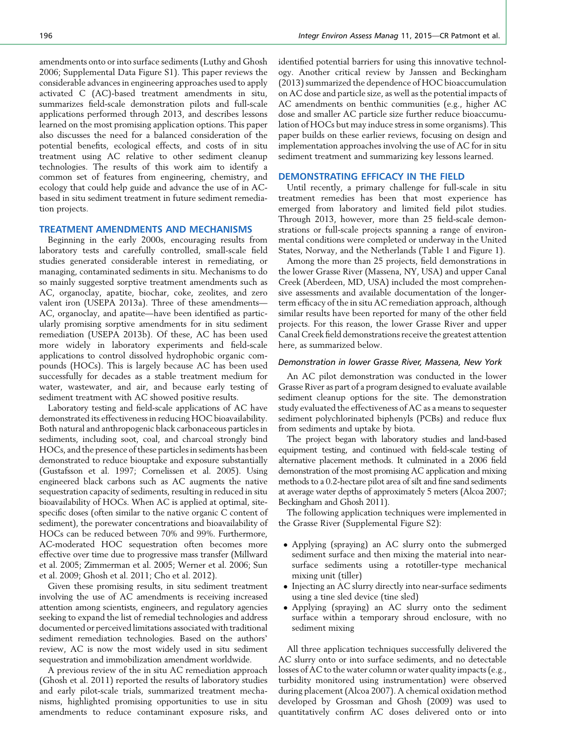amendments onto or into surface sediments (Luthy and Ghosh 2006; Supplemental Data Figure S1). This paper reviews the considerable advances in engineering approaches used to apply activated C (AC)-based treatment amendments in situ, summarizes field-scale demonstration pilots and full-scale applications performed through 2013, and describes lessons learned on the most promising application options. This paper also discusses the need for a balanced consideration of the potential benefits, ecological effects, and costs of in situ treatment using AC relative to other sediment cleanup technologies. The results of this work aim to identify a common set of features from engineering, chemistry, and ecology that could help guide and advance the use of in AC-based in situ sediment treatment in future sediment remediation projects.

## TREATMENT AMENDMENTS AND MECHANISMS

Beginning in the early 2000s, encouraging results from laboratory tests and carefully controlled, small-scale field studies generated considerable interest in remediating, or managing, contaminated sediments in situ. Mechanisms to do so mainly suggested sorptive treatment amendments such as AC, organoclay, apatite, biochar, coke, zeolites, and zero valent iron (USEPA 2013a). Three of these amendments—AC, organoclay, and apatite—have been identified as particularly promising sorptive amendments for in situ sediment remediation (USEPA 2013b). Of these, AC has been used more widely in laboratory experiments and field-scale applications to control dissolved hydrophobic organic compounds (HOCs). This is largely because AC has been used successfully for decades as a stable treatment medium for water, wastewater, and air, and because early testing of sediment treatment with AC showed positive results.

Laboratory testing and field-scale applications of AC have demonstrated its effectiveness in reducing HOC bioavailability. Both natural and anthropogenic black carbonaceous particles in sediments, including soot, coal, and charcoal strongly bind HOCs, and the presence of these particles in sediments has been demonstrated to reduce biouptake and exposure substantially (Gustafsson et al. 1997; Cornelissen et al. 2005). Using engineered black carbons such as AC augments the native sequestration capacity of sediments, resulting in reduced in situ bioavailability of HOCs. When AC is applied at optimal, site-specific doses (often similar to the native organic C content of sediment), the porewater concentrations and bioavailability of HOCs can be reduced between 70% and 99%. Furthermore, AC-moderated HOC sequestration often becomes more effective over time due to progressive mass transfer (Millward et al. 2005; Zimmerman et al. 2005; Werner et al. 2006; Sun et al. 2009; Ghosh et al. 2011; Cho et al. 2012).

Given these promising results, in situ sediment treatment involving the use of AC amendments is receiving increased attention among scientists, engineers, and regulatory agencies seeking to expand the list of remedial technologies and address documented or perceived limitations associated with traditional sediment remediation technologies. Based on the authors' review, AC is now the most widely used in situ sediment sequestration and immobilization amendment worldwide.

A previous review of the in situ AC remediation approach (Ghosh et al. 2011) reported the results of laboratory studies and early pilot-scale trials, summarized treatment mechanisms, highlighted promising opportunities to use in situ amendments to reduce contaminant exposure risks, and identified potential barriers for using this innovative technology. Another critical review by Janssen and Beckingham (2013) summarized the dependence of HOC bioaccumulation on AC dose and particle size, as well as the potential impacts of AC amendments on benthic communities (e.g., higher AC dose and smaller AC particle size further reduce bioaccumulation of HOCs but may induce stress in some organisms). This paper builds on these earlier reviews, focusing on design and implementation approaches involving the use of AC for in situ sediment treatment and summarizing key lessons learned.

## DEMONSTRATING EFFICACY IN THE FIELD

Until recently, a primary challenge for full-scale in situ treatment remedies has been that most experience has emerged from laboratory and limited field pilot studies. Through 2013, however, more than 25 field-scale demonstrations or full-scale projects spanning a range of environmental conditions were completed or underway in the United States, Norway, and the Netherlands (Table 1 and Figure 1).

Among the more than 25 projects, field demonstrations in the lower Grasse River (Massena, NY, USA) and upper Canal Creek (Aberdeen, MD, USA) included the most comprehensive assessments and available documentation of the longer-term efficacy of the in situ AC remediation approach, although similar results have been reported for many of the other field projects. For this reason, the lower Grasse River and upper Canal Creek field demonstrations receive the greatest attention here, as summarized below.

### *Demonstration in lower Grasse River, Massena, New York*

An AC pilot demonstration was conducted in the lower Grasse River as part of a program designed to evaluate available sediment cleanup options for the site. The demonstration study evaluated the effectiveness of AC as a means to sequester sediment polychlorinated biphenyls (PCBs) and reduce flux from sediments and uptake by biota.

The project began with laboratory studies and land-based equipment testing, and continued with field-scale testing of alternative placement methods. It culminated in a 2006 field demonstration of the most promising AC application and mixing methods to a 0.2-hectare pilot area of silt and fine sand sediments at average water depths of approximately 5 meters (Alcoa 2007; Beckingham and Ghosh 2011).

The following application techniques were implemented in the Grasse River (Supplemental Figure S2):

- Applying (spraying) an AC slurry onto the submerged sediment surface and then mixing the material into near-surface sediments using a rototiller-type mechanical mixing unit (tiller)
- Injecting an AC slurry directly into near-surface sediments using a tine sled device (tine sled)
- Applying (spraying) an AC slurry onto the sediment surface within a temporary shroud enclosure, with no sediment mixing

All three application techniques successfully delivered the AC slurry onto or into surface sediments, and no detectable losses of AC to the water column or water quality impacts (e.g., turbidity monitored using instrumentation) were observed during placement (Alcoa 2007). A chemical oxidation method developed by Grossman and Ghosh (2009) was used to quantitatively confirm AC doses delivered onto or into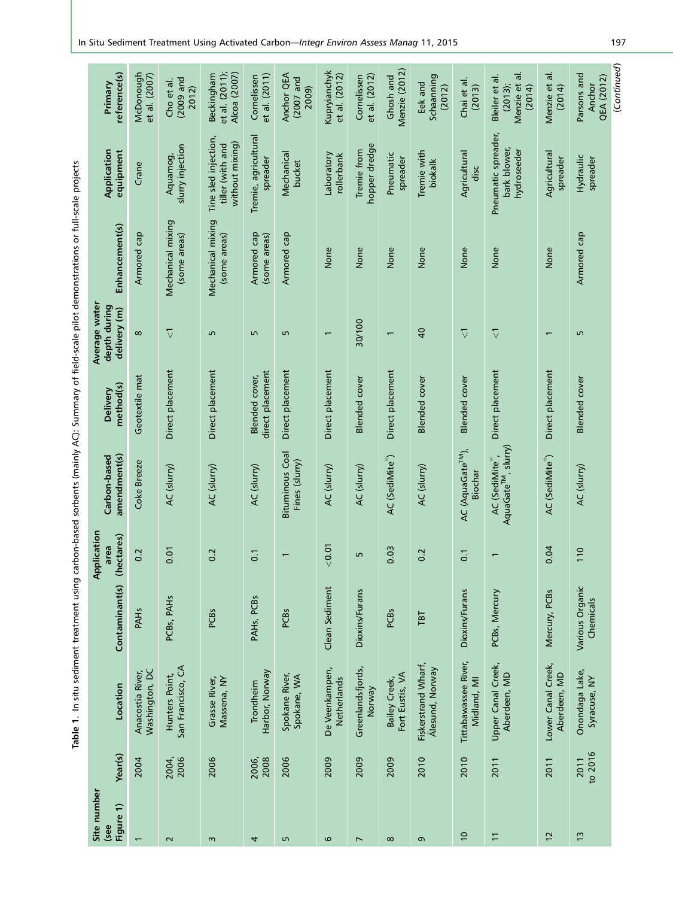**Table 1.** In situ sediment treatment using carbon-based sorbents (mainly AC): Summary of field-scale pilot demonstrations or full-scale projects

| Site number (see Figure 1) | Year(s) | Location | Contaminant(s) | Application area (hectares) | Carbon-based amendment(s) | Delivery method(s) | Average water depth during delivery (m) | Enhancement(s) | Application equipment | Primary reference(s) |
|---|---|---|---|---|---|---|---|---|---|---|
| 1 | 2004 | Anacostia River, Washington, DC | PAHs | 0.2 | Coke Breeze | Geotextile mat | 8 | Armored cap | Crane | McDonough et al. (2007) |
| 2 | 2004, 2006 | Hunters Point, San Francisco, CA | PCBs, PAHs | 0.01 | AC (slurry) | Direct placement | <1 | Mechanical mixing (some areas) | Aquamog, slurry injection | Cho et al. (2009 and 2012) |
| 3 | 2006 | Grasse River, Massena, NY | PCBs | 0.2 | AC (slurry) | Direct placement | 5 | Mechanical mixing (some areas) | Tine sled injection, tiller (with and without mixing) | Beckingham et al. (2011); Alcoa (2007) |
| 4 | 2006, 2008 | Trondheim Harbor, Norway | PAHs, PCBs | 0.1 | AC (slurry) | Blended cover, direct placement | 5 | Armored cap (some areas) | Tremie, agricultural spreader | Cornelissen et al. (2011) |
| 5 | 2006 | Spokane River, Spokane, WA | PCBs | 1 | Bituminous Coal Fines (slurry) | Direct placement | 5 | Armored cap | Mechanical bucket | Anchor QEA (2007 and 2009) |
| 6 | 2009 | De Veenkampen, Netherlands | Clean Sediment | <0.01 | AC (slurry) | Direct placement | 1 | None | Laboratory rollerbank | Kupryianchyk et al. (2012) |
| 7 | 2009 | Greenlandsfjords, Norway | Dioxins/Furans | 5 | AC (slurry) | Blended cover | 30/100 | None | Tremie from hopper dredge | Cornelissen et al. (2012) |
| 8 | 2009 | Bailey Creek, Fort Eustis, VA | PCBs | 0.03 | AC (SediMite®) | Direct placement | 1 | None | Pneumatic spreader | Ghosh and Menzie (2012) |
| 9 | 2010 | Fiskerstrand Wharf, Ålesund, Norway | TBT | 0.2 | AC (slurry) | Blended cover | 40 | None | Tremie with biokalk | Eek and Schaanning (2012) |
| 10 | 2010 | Tittabawassee River, Midland, MI | Dioxins/Furans | 0.1 | AC (AquaGate™), Biochar | Blended cover | <1 | None | Agricultural disc | Chai et al. (2013) |
| 11 | 2011 | Upper Canal Creek, Aberdeen, MD | PCBs, Mercury | 1 | AC (SediMite®, AquaGate™, slurry) | Direct placement | <1 | None | Pneumatic spreader, bark blower, hydroseeder | Bleiler et al. (2013); Menzie et al. (2014) |
| 12 | 2011 | Lower Canal Creek, Aberdeen, MD | Mercury, PCBs | 0.04 | AC (SediMite®) | Direct placement | 1 | None | Agricultural spreader | Menzie et al. (2014) |
| 13 | 2011 to 2016 | Onondaga Lake, Syracuse, NY | Various Organic Chemicals | 110 | AC (slurry) | Blended cover | 5 | Armored cap | Hydraulic spreader | Parsons and Anchor QEA (2012) |

(Continued)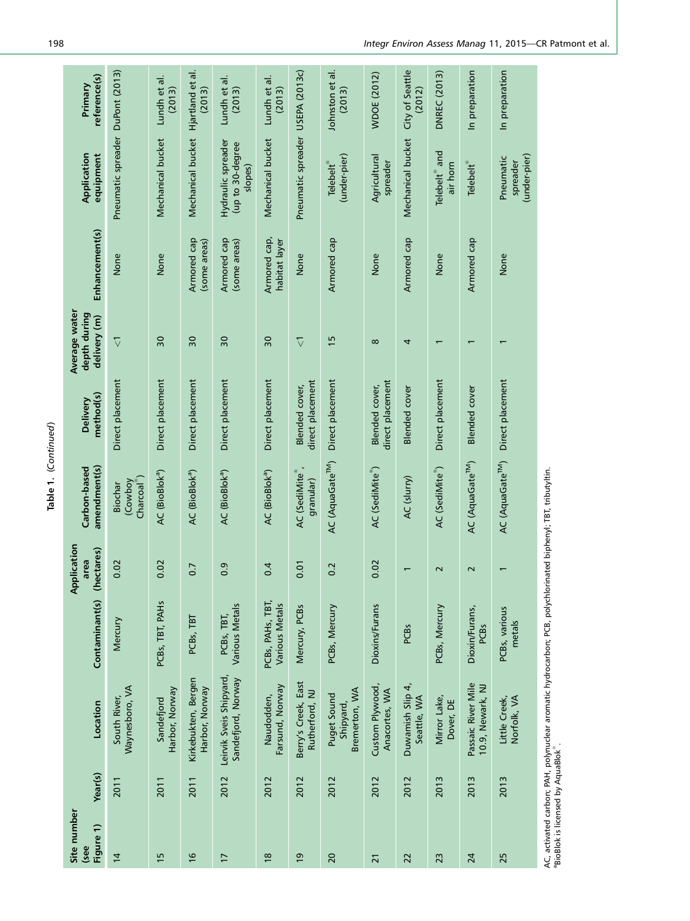Table 1. (*Continued*)

| Site number (see Figure 1) | Year(s) | Location | Contaminant(s) | Application area (hectares) | Carbon-based amendment(s) | Delivery method(s) | Average water depth during delivery (m) | Enhancement(s) | Application equipment | Primary reference(s) |
|---|---|---|---|---|---|---|---|---|---|---|
| 14 | 2011 | South River, Waynesboro, VA | Mercury | 0.02 | Biochar (Cowboy Charcoal®) | Direct placement | <1 | None | Pneumatic spreader | DuPont (2013) |
| 15 | 2011 | Sandefjord Harbor, Norway | PCBs, TBT, PAHs | 0.02 | AC (BioBlok[a]) | Direct placement | 30 | None | Mechanical bucket | Lundh et al. (2013) |
| 16 | 2011 | Kirkebukten, Bergen Harbor, Norway | PCBs, TBT | 0.7 | AC (BioBlok[a]) | Direct placement | 30 | Armored cap (some areas) | Mechanical bucket | Hjartland et al. (2013) |
| 17 | 2012 | Leirvik Sveis Shipyard, Sandefjord, Norway | PCBs, TBT, Various Metals | 0.9 | AC (BioBlok[a]) | Direct placement | 30 | Armored cap (some areas) | Hydraulic spreader (up to 30-degree slopes) | Lundh et al. (2013) |
| 18 | 2012 | Naudodden, Farsund, Norway | PCBs, PAHs, TBT, Various Metals | 0.4 | AC (BioBlok[a]) | Direct placement | 30 | Armored cap, habitat layer | Mechanical bucket | Lundh et al. (2013) |
| 19 | 2012 | Berry's Creek, East Rutherford, NJ | Mercury, PCBs | 0.01 | AC (SediMite®, granular) | Blended cover, direct placement | <1 | None | Pneumatic spreader | USEPA (2013c) |
| 20 | 2012 | Puget Sound Shipyard, Bremerton, WA | PCBs, Mercury | 0.2 | AC (AquaGate™) | Direct placement | 15 | Armored cap | Telebelt® (under-pier) | Johnston et al. (2013) |
| 21 | 2012 | Custom Plywood, Anacortes, WA | Dioxins/Furans | 0.02 | AC (SediMite®) | Blended cover, direct placement | 8 | None | Agricultural spreader | WDOE (2012) |
| 22 | 2012 | Duwamish Slip 4, Seattle, WA | PCBs | 1 | AC (slurry) | Blended cover | 4 | Armored cap | Mechanical bucket | City of Seattle (2012) |
| 23 | 2013 | Mirror Lake, Dover, DE | PCBs, Mercury | 2 | AC (SediMite®) | Direct placement | 1 | None | Telebelt® and air horn | DNREC (2013) |
| 24 | 2013 | Passaic River Mile 10.9, Newark, NJ | Dioxin/Furans, PCBs | 2 | AC (AquaGate™) | Blended cover | 1 | Armored cap | Telebelt® | In preparation |
| 25 | 2013 | Little Creek, Norfolk, VA | PCBs, various metals | 1 | AC (AquaGate™) | Direct placement | 1 | None | Pneumatic spreader (under-pier) | In preparation |

AC, activated carbon; PAH, polynuclear aromatic hydrocarbon; PCB, polychlorinated biphenyl; TBT, tributyltin.
[a]BioBlok is licensed by AquaBlok®.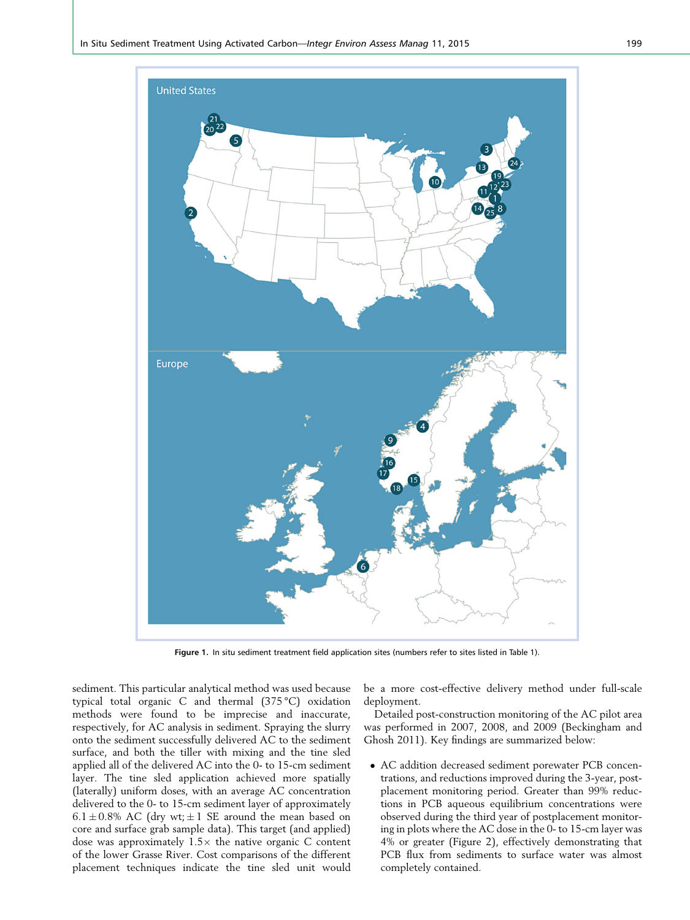Figure 1. In situ sediment treatment field application sites (numbers refer to sites listed in Table 1).

sediment. This particular analytical method was used because typical total organic C and thermal (375 °C) oxidation methods were found to be imprecise and inaccurate, respectively, for AC analysis in sediment. Spraying the slurry onto the sediment successfully delivered AC to the sediment surface, and both the tiller with mixing and the tine sled applied all of the delivered AC into the 0- to 15-cm sediment layer. The tine sled application achieved more spatially (laterally) uniform doses, with an average AC concentration delivered to the 0- to 15-cm sediment layer of approximately $6.1 \pm 0.8\%$ AC (dry wt; $\pm 1$ SE around the mean based on core and surface grab sample data). This target (and applied) dose was approximately $1.5\times$ the native organic C content of the lower Grasse River. Cost comparisons of the different placement techniques indicate the tine sled unit would be a more cost-effective delivery method under full-scale deployment.

Detailed post-construction monitoring of the AC pilot area was performed in 2007, 2008, and 2009 (Beckingham and Ghosh 2011). Key findings are summarized below:

- AC addition decreased sediment porewater PCB concentrations, and reductions improved during the 3-year, post-placement monitoring period. Greater than 99% reductions in PCB aqueous equilibrium concentrations were observed during the third year of postplacement monitoring in plots where the AC dose in the 0- to 15-cm layer was 4% or greater (Figure 2), effectively demonstrating that PCB flux from sediments to surface water was almost completely contained.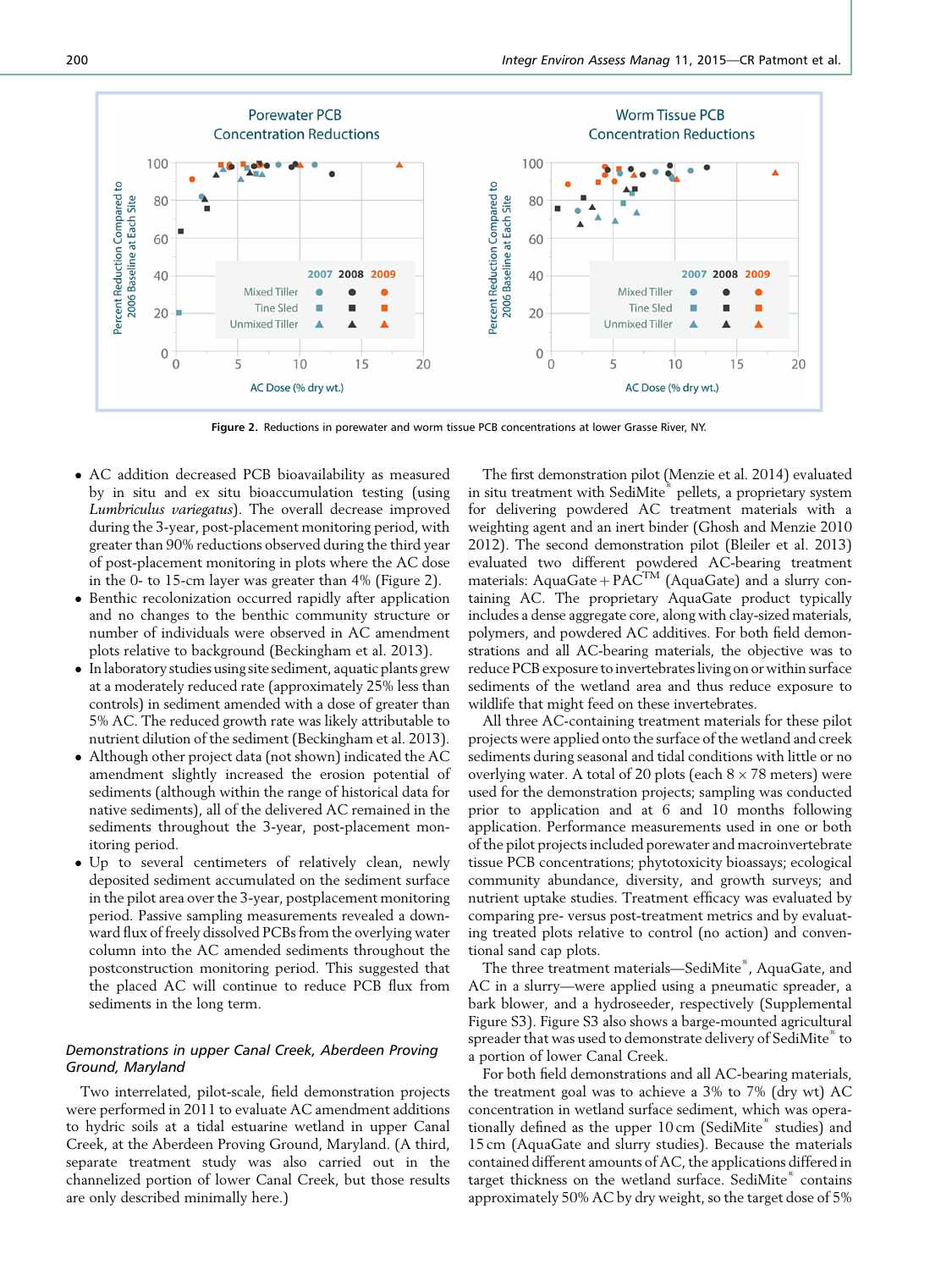Figure 2. Reductions in porewater and worm tissue PCB concentrations at lower Grasse River, NY.

- AC addition decreased PCB bioavailability as measured by in situ and ex situ bioaccumulation testing (using *Lumbriculus variegatus*). The overall decrease improved during the 3-year, post-placement monitoring period, with greater than 90% reductions observed during the third year of post-placement monitoring in plots where the AC dose in the 0- to 15-cm layer was greater than 4% (Figure 2).
- Benthic recolonization occurred rapidly after application and no changes to the benthic community structure or number of individuals were observed in AC amendment plots relative to background (Beckingham et al. 2013).
- In laboratory studies using site sediment, aquatic plants grew at a moderately reduced rate (approximately 25% less than controls) in sediment amended with a dose of greater than 5% AC. The reduced growth rate was likely attributable to nutrient dilution of the sediment (Beckingham et al. 2013).
- Although other project data (not shown) indicated the AC amendment slightly increased the erosion potential of sediments (although within the range of historical data for native sediments), all of the delivered AC remained in the sediments throughout the 3-year, post-placement monitoring period.
- Up to several centimeters of relatively clean, newly deposited sediment accumulated on the sediment surface in the pilot area over the 3-year, postplacement monitoring period. Passive sampling measurements revealed a downward flux of freely dissolved PCBs from the overlying water column into the AC amended sediments throughout the postconstruction monitoring period. This suggested that the placed AC will continue to reduce PCB flux from sediments in the long term.

### *Demonstrations in upper Canal Creek, Aberdeen Proving Ground, Maryland*

Two interrelated, pilot-scale, field demonstration projects were performed in 2011 to evaluate AC amendment additions to hydric soils at a tidal estuarine wetland in upper Canal Creek, at the Aberdeen Proving Ground, Maryland. (A third, separate treatment study was also carried out in the channelized portion of lower Canal Creek, but those results are only described minimally here.)

The first demonstration pilot (Menzie et al. 2014) evaluated in situ treatment with SediMite® pellets, a proprietary system for delivering powdered AC treatment materials with a weighting agent and an inert binder (Ghosh and Menzie 2010 2012). The second demonstration pilot (Bleiler et al. 2013) evaluated two different powdered AC-bearing treatment materials: AquaGate + PAC™ (AquaGate) and a slurry containing AC. The proprietary AquaGate product typically includes a dense aggregate core, along with clay-sized materials, polymers, and powdered AC additives. For both field demonstrations and all AC-bearing materials, the objective was to reduce PCB exposure to invertebrates living on or within surface sediments of the wetland area and thus reduce exposure to wildlife that might feed on these invertebrates.

All three AC-containing treatment materials for these pilot projects were applied onto the surface of the wetland and creek sediments during seasonal and tidal conditions with little or no overlying water. A total of 20 plots (each 8 × 78 meters) were used for the demonstration projects; sampling was conducted prior to application and at 6 and 10 months following application. Performance measurements used in one or both of the pilot projects included porewater and macroinvertebrate tissue PCB concentrations; phytotoxicity bioassays; ecological community abundance, diversity, and growth surveys; and nutrient uptake studies. Treatment efficacy was evaluated by comparing pre- versus post-treatment metrics and by evaluating treated plots relative to control (no action) and conventional sand cap plots.

The three treatment materials—SediMite®, AquaGate, and AC in a slurry—were applied using a pneumatic spreader, a bark blower, and a hydroseeder, respectively (Supplemental Figure S3). Figure S3 also shows a barge-mounted agricultural spreader that was used to demonstrate delivery of SediMite® to a portion of lower Canal Creek.

For both field demonstrations and all AC-bearing materials, the treatment goal was to achieve a 3% to 7% (dry wt) AC concentration in wetland surface sediment, which was operationally defined as the upper 10 cm (SediMite® studies) and 15 cm (AquaGate and slurry studies). Because the treatment materials contained different amounts of AC, the applications differed in target thickness on the wetland surface. SediMite® contains approximately 50% AC by dry weight, so the target dose of 5%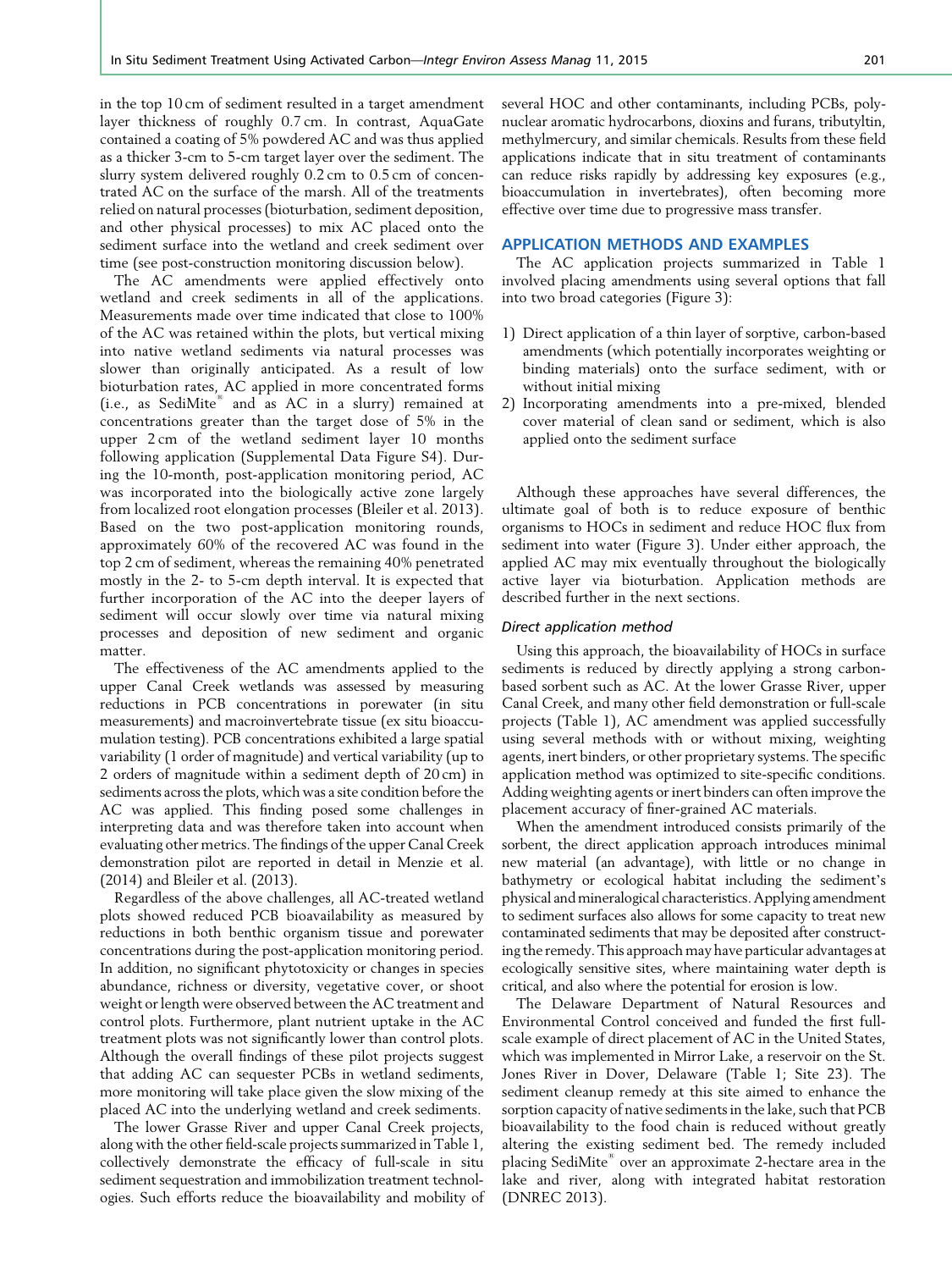in the top 10 cm of sediment resulted in a target amendment layer thickness of roughly 0.7 cm. In contrast, AquaGate contained a coating of 5% powdered AC and was thus applied as a thicker 3-cm to 5-cm target layer over the sediment. The slurry system delivered roughly 0.2 cm to 0.5 cm of concentrated AC on the surface of the marsh. All of the treatments relied on natural processes (bioturbation, sediment deposition, and other physical processes) to mix AC placed onto the sediment surface into the wetland and creek sediment over time (see post-construction monitoring discussion below).

The AC amendments were applied effectively onto wetland and creek sediments in all of the applications. Measurements made over time indicated that close to 100% of the AC was retained within the plots, but vertical mixing into native wetland sediments via natural processes was slower than originally anticipated. As a result of low bioturbation rates, AC applied in more concentrated forms (i.e., as SediMite® and as AC in a slurry) remained at concentrations greater than the target dose of 5% in the upper 2 cm of the wetland sediment layer 10 months following application (Supplemental Data Figure S4). During the 10-month, post-application monitoring period, AC was incorporated into the biologically active zone largely from localized root elongation processes (Bleiler et al. 2013). Based on the two post-application monitoring rounds, approximately 60% of the recovered AC was found in the top 2 cm of sediment, whereas the remaining 40% penetrated mostly in the 2- to 5-cm depth interval. It is expected that further incorporation of the AC into the deeper layers of sediment will occur slowly over time via natural mixing processes and deposition of new sediment and organic matter.

The effectiveness of the AC amendments applied to the upper Canal Creek wetlands was assessed by measuring reductions in PCB concentrations in porewater (in situ measurements) and macroinvertebrate tissue (ex situ bioaccumulation testing). PCB concentrations exhibited a large spatial variability (1 order of magnitude) and vertical variability (up to 2 orders of magnitude within a sediment depth of 20 cm) in sediments across the plots, which was a site condition before the AC was applied. This finding posed some challenges in interpreting data and was therefore taken into account when evaluating other metrics. The findings of the upper Canal Creek demonstration pilot are reported in detail in Menzie et al. (2014) and Bleiler et al. (2013).

Regardless of the above challenges, all AC-treated wetland plots showed reduced PCB bioavailability as measured by reductions in both benthic organism tissue and porewater concentrations during the post-application monitoring period. In addition, no significant phytotoxicity or changes in species abundance, richness or diversity, vegetative cover, or shoot weight or length were observed between the AC treatment and control plots. Furthermore, plant nutrient uptake in the AC treatment plots was not significantly lower than control plots. Although the overall findings of these pilot projects suggest that adding AC can sequester PCBs in wetland sediments, more monitoring will take place given the slow mixing of the placed AC into the underlying wetland and creek sediments.

The lower Grasse River and upper Canal Creek projects, along with the other field-scale projects summarized in Table 1, collectively demonstrate the efficacy of full-scale in situ sediment sequestration and immobilization treatment technologies. Such efforts reduce the bioavailability and mobility of several HOC and other contaminants, including PCBs, polynuclear aromatic hydrocarbons, dioxins and furans, tributyltin, methylmercury, and similar chemicals. Results from these field applications indicate that in situ treatment of contaminants can reduce risks rapidly by addressing key exposures (e.g., bioaccumulation in invertebrates), often becoming more effective over time due to progressive mass transfer.

## APPLICATION METHODS AND EXAMPLES

The AC application projects summarized in Table 1 involved placing amendments using several options that fall into two broad categories (Figure 3):

1) Direct application of a thin layer of sorptive, carbon-based amendments (which potentially incorporates weighting or binding materials) onto the surface sediment, with or without initial mixing
2) Incorporating amendments into a pre-mixed, blended cover material of clean sand or sediment, which is also applied onto the sediment surface

Although these approaches have several differences, the ultimate goal of both is to reduce exposure of benthic organisms to HOCs in sediment and reduce HOC flux from sediment into water (Figure 3). Under either approach, the applied AC may mix eventually throughout the biologically active layer via bioturbation. Application methods are described further in the next sections.

### *Direct application method*

Using this approach, the bioavailability of HOCs in surface sediments is reduced by directly applying a strong carbon-based sorbent such as AC. At the lower Grasse River, upper Canal Creek, and many other field demonstration or full-scale projects (Table 1), AC amendment was applied successfully using several methods with or without mixing, weighting agents, inert binders, or other proprietary systems. The specific application method was optimized to site-specific conditions. Adding weighting agents or inert binders can often improve the placement accuracy of finer-grained AC materials.

When the amendment introduced consists primarily of the sorbent, the direct application approach introduces minimal new material (an advantage), with little or no change in bathymetry or ecological habitat including the sediment's physical and mineralogical characteristics. Applying amendment to sediment surfaces also allows for some capacity to treat new contaminated sediments that may be deposited after constructing the remedy. This approach may have particular advantages at ecologically sensitive sites, where maintaining water depth is critical, and also where the potential for erosion is low.

The Delaware Department of Natural Resources and Environmental Control conceived and funded the first full-scale example of direct placement of AC in the United States, which was implemented in Mirror Lake, a reservoir on the St. Jones River in Dover, Delaware (Table 1; Site 23). The sediment cleanup remedy at this site aimed to enhance the sorption capacity of native sediments in the lake, such that PCB bioavailability to the food chain is reduced without greatly altering the existing sediment bed. The remedy included placing SediMite® over an approximate 2-hectare area in the lake and river, along with integrated habitat restoration (DNREC 2013).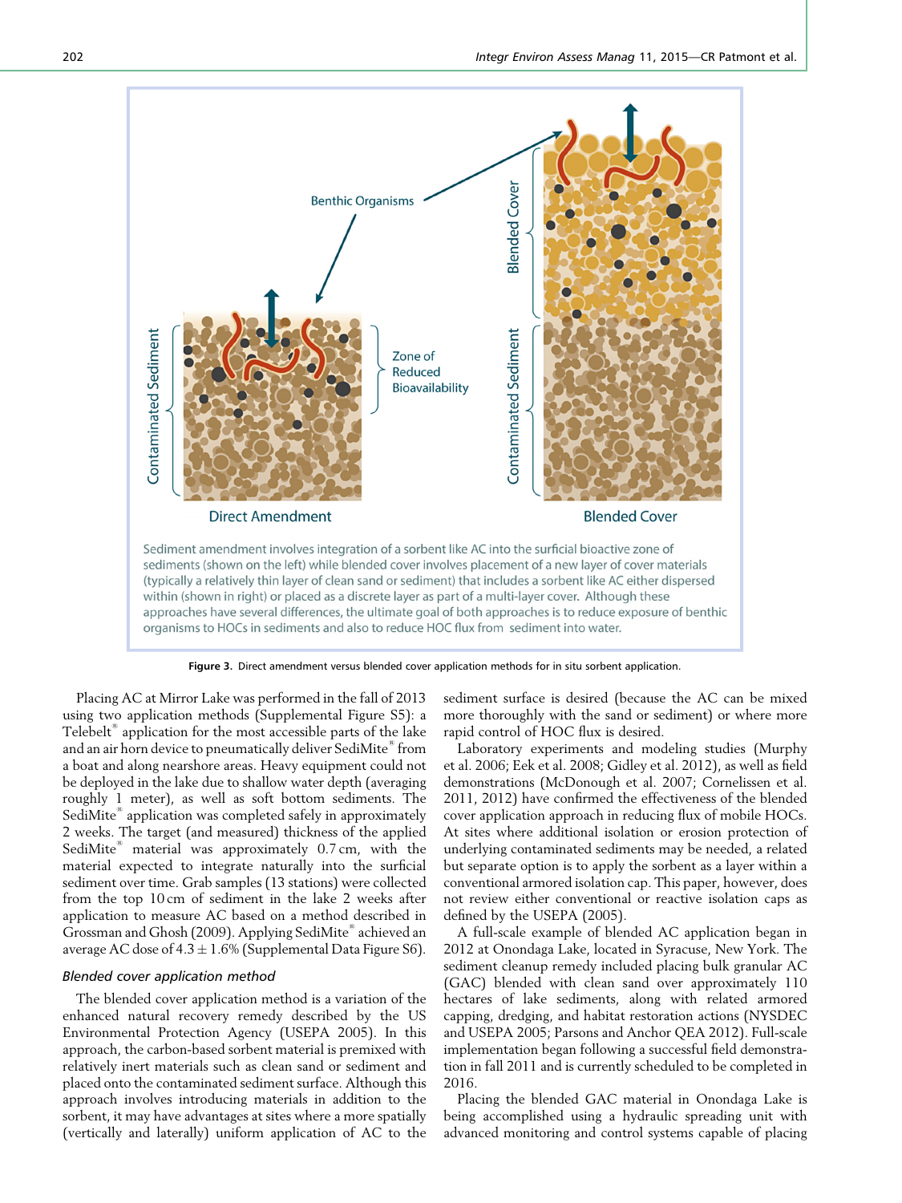Sediment amendment involves integration of a sorbent like AC into the surficial bioactive zone of sediments (shown on the left) while blended cover involves placement of a new layer of cover materials (typically a relatively thin layer of clean sand or sediment) that includes a sorbent like AC either dispersed within (shown in right) or placed as a discrete layer as part of a multi-layer cover. Although these approaches have several differences, the ultimate goal of both approaches is to reduce exposure of benthic organisms to HOCs in sediments and also to reduce HOC flux from sediment into water.

**Figure 3.** Direct amendment versus blended cover application methods for in situ sorbent application.

Placing AC at Mirror Lake was performed in the fall of 2013 using two application methods (Supplemental Figure S5): a Telebelt® application for the most accessible parts of the lake and an air horn device to pneumatically deliver SediMite® from a boat and along nearshore areas. Heavy equipment could not be deployed in the lake due to shallow water depth (averaging roughly 1 meter), as well as soft bottom sediments. The SediMite® application was completed safely in approximately 2 weeks. The target (and measured) thickness of the applied SediMite® material was approximately 0.7 cm, with the material expected to integrate naturally into the surficial sediment over time. Grab samples (13 stations) were collected from the top 10 cm of sediment in the lake 2 weeks after application to measure AC based on a method described in Grossman and Ghosh (2009). Applying SediMite® achieved an average AC dose of 4.3 ± 1.6% (Supplemental Data Figure S6).

### *Blended cover application method*

The blended cover application method is a variation of the enhanced natural recovery remedy described by the US Environmental Protection Agency (USEPA 2005). In this approach, the carbon-based sorbent material is premixed with relatively inert materials such as clean sand or sediment and placed onto the contaminated sediment surface. Although this approach involves introducing materials in addition to the sorbent, it may have advantages at sites where a more spatially (vertically and laterally) uniform application of AC to the sediment surface is desired (because the AC can be mixed more thoroughly with the sand or sediment) or where more rapid control of HOC flux is desired.

Laboratory experiments and modeling studies (Murphy et al. 2006; Eek et al. 2008; Gidley et al. 2012), as well as field demonstrations (McDonough et al. 2007; Cornelissen et al. 2011, 2012) have confirmed the effectiveness of the blended cover application approach in reducing flux of mobile HOCs. At sites where additional isolation or erosion protection of underlying contaminated sediments may be needed, a related but separate option is to apply the sorbent as a layer within a conventional armored isolation cap. This paper, however, does not review either conventional or reactive isolation caps as defined by the USEPA (2005).

A full-scale example of blended AC application began in 2012 at Onondaga Lake, located in Syracuse, New York. The sediment cleanup remedy included placing bulk granular AC (GAC) blended with clean sand over approximately 110 hectares of lake sediments, along with related armored capping, dredging, and habitat restoration actions (NYSDEC and USEPA 2005; Parsons and Anchor QEA 2012). Full-scale implementation began following a successful field demonstration in fall 2011 and is currently scheduled to be completed in 2016.

Placing the blended GAC material in Onondaga Lake is being accomplished using a hydraulic spreading unit with advanced monitoring and control systems capable of placing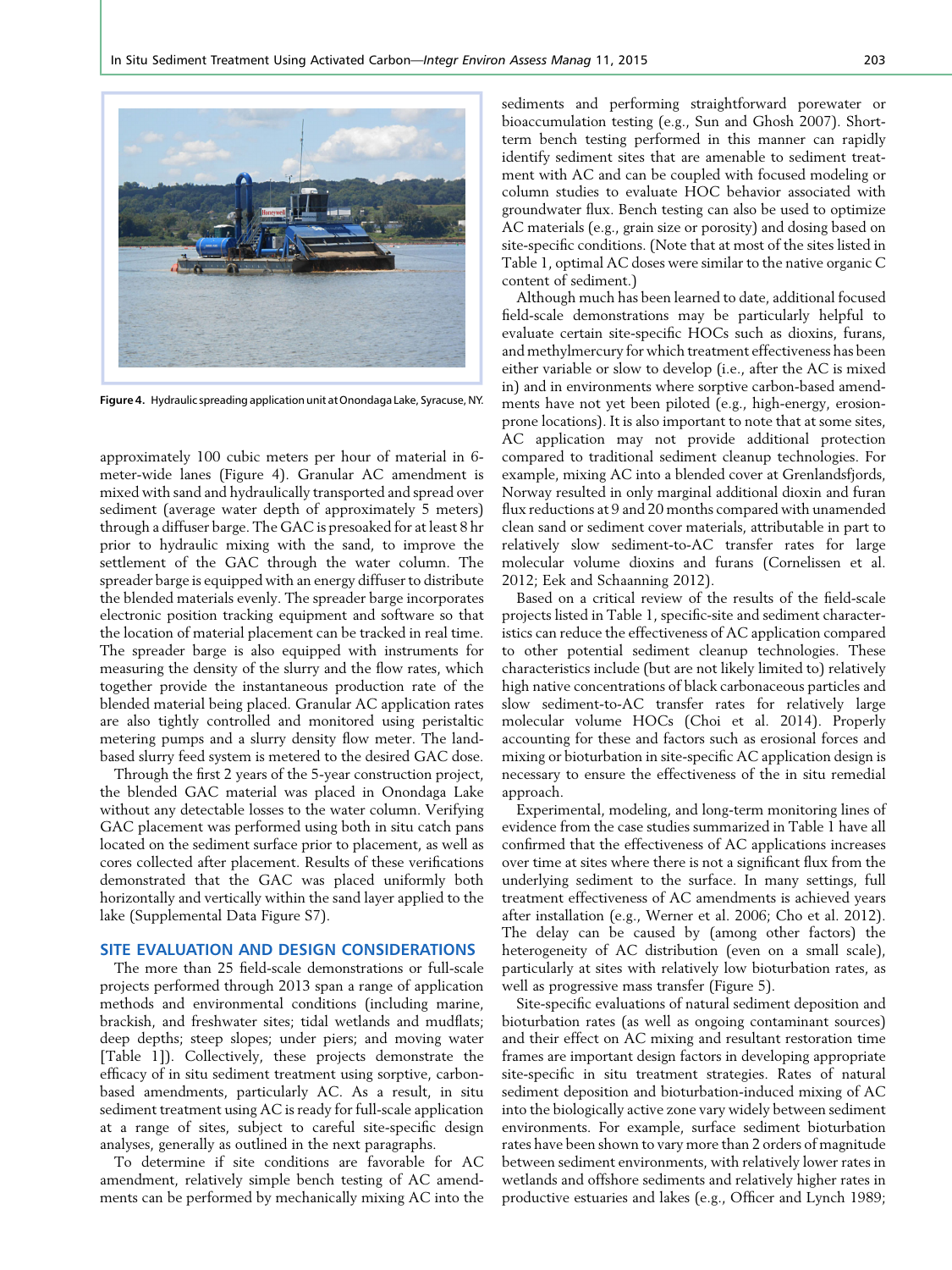Figure 4. Hydraulic spreading application unit at Onondaga Lake, Syracuse, NY.

approximately 100 cubic meters per hour of material in 6-meter-wide lanes (Figure 4). Granular AC amendment is mixed with sand and hydraulically transported and spread over sediment (average water depth of approximately 5 meters) through a diffuser barge. The GAC is presoaked for at least 8 hr prior to hydraulic mixing with the sand, to improve the settlement of the GAC through the water column. The spreader barge is equipped with an energy diffuser to distribute the blended materials evenly. The spreader barge incorporates electronic position tracking equipment and software so that the location of material placement can be tracked in real time. The spreader barge is also equipped with instruments for measuring the density of the slurry and the flow rates, which together provide the instantaneous production rate of the blended material being placed. Granular AC application rates are also tightly controlled and monitored using peristaltic metering pumps and a slurry density flow meter. The land-based slurry feed system is metered to the desired GAC dose.

Through the first 2 years of the 5-year construction project, the blended GAC material was placed in Onondaga Lake without any detectable losses to the water column. Verifying GAC placement was performed using both in situ catch pans located on the sediment surface prior to placement, as well as cores collected after placement. Results of these verifications demonstrated that the GAC was placed uniformly both horizontally and vertically within the sand layer applied to the lake (Supplemental Data Figure S7).

## SITE EVALUATION AND DESIGN CONSIDERATIONS

The more than 25 field-scale demonstrations or full-scale projects performed through 2013 span a range of application methods and environmental conditions (including marine, brackish, and freshwater sites; tidal wetlands and mudflats; deep depths; steep slopes; under piers; and moving water [Table 1]). Collectively, these projects demonstrate the efficacy of in situ sediment treatment using sorptive, carbon-based amendments, particularly AC. As a result, in situ sediment treatment using AC is ready for full-scale application at a range of sites, subject to careful site-specific design analyses, generally as outlined in the next paragraphs.

To determine if site conditions are favorable for AC amendment, relatively simple bench testing of AC amendments can be performed by mechanically mixing AC into the sediments and performing straightforward porewater or bioaccumulation testing (e.g., Sun and Ghosh 2007). Short-term bench testing performed in this manner can rapidly identify sediment sites that are amenable to sediment treatment with AC and can be coupled with focused modeling or column studies to evaluate HOC behavior associated with groundwater flux. Bench testing can also be used to optimize AC materials (e.g., grain size or porosity) and dosing based on site-specific conditions. (Note that at most of the sites listed in Table 1, optimal AC doses were similar to the native organic C content of sediment.)

Although much has been learned to date, additional focused field-scale demonstrations may be particularly helpful to evaluate certain site-specific HOCs such as dioxins, furans, and methylmercury for which treatment effectiveness has been either variable or slow to develop (i.e., after the AC is mixed in) and in environments where sorptive carbon-based amendments have not yet been piloted (e.g., high-energy, erosion-prone locations). It is also important to note that at some sites, AC application may not provide additional protection compared to traditional sediment cleanup technologies. For example, mixing AC into a blended cover at Grenlandsfjords, Norway resulted in only marginal additional dioxin and furan flux reductions at 9 and 20 months compared with unamended clean sand or sediment cover materials, attributable in part to relatively slow sediment-to-AC transfer rates for large molecular volume dioxins and furans (Cornelissen et al. 2012; Eek and Schaanning 2012).

Based on a critical review of the results of the field-scale projects listed in Table 1, specific-site and sediment characteristics can reduce the effectiveness of AC application compared to other potential sediment cleanup technologies. These characteristics include (but are not likely limited to) relatively high native concentrations of black carbonaceous particles and slow sediment-to-AC transfer rates for relatively large molecular volume HOCs (Choi et al. 2014). Properly accounting for these and factors such as erosional forces and mixing or bioturbation in site-specific AC application design is necessary to ensure the effectiveness of the in situ remedial approach.

Experimental, modeling, and long-term monitoring lines of evidence from the case studies summarized in Table 1 have all confirmed that the effectiveness of AC applications increases over time at sites where there is not a significant flux from the underlying sediment to the surface. In many settings, full treatment effectiveness of AC amendments is achieved years after installation (e.g., Werner et al. 2006; Cho et al. 2012). The delay can be caused by (among other factors) the heterogeneity of AC distribution (even on a small scale), particularly at sites with relatively low bioturbation rates, as well as progressive mass transfer (Figure 5).

Site-specific evaluations of natural sediment deposition and bioturbation rates (as well as ongoing contaminant sources) and their effect on AC mixing and resultant restoration time frames are important design factors in developing appropriate site-specific in situ treatment strategies. Rates of natural sediment deposition and bioturbation-induced mixing of AC into the biologically active zone vary widely between sediment environments. For example, surface sediment bioturbation rates have been shown to vary more than 2 orders of magnitude between sediment environments, with relatively lower rates in wetlands and offshore sediments and relatively higher rates in productive estuaries and lakes (e.g., Officer and Lynch 1989;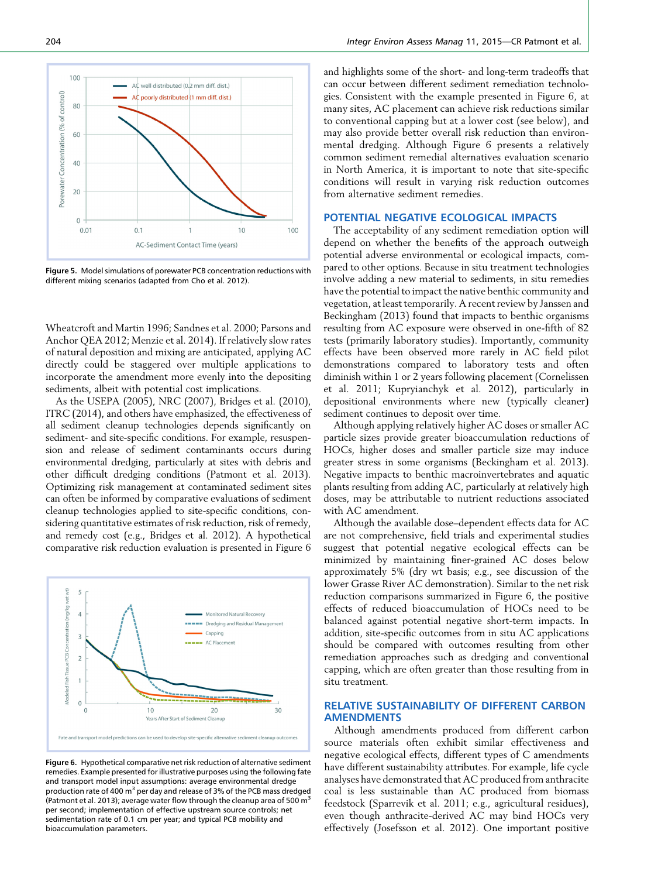Figure 5. Model simulations of porewater PCB concentration reductions with different mixing scenarios (adapted from Cho et al. 2012).

Wheatcroft and Martin 1996; Sandnes et al. 2000; Parsons and Anchor QEA 2012; Menzie et al. 2014). If relatively slow rates of natural deposition and mixing are anticipated, applying AC directly could be staggered over multiple applications to incorporate the amendment more evenly into the depositing sediments, albeit with potential cost implications.

As the USEPA (2005), NRC (2007), Bridges et al. (2010), ITRC (2014), and others have emphasized, the effectiveness of all sediment cleanup technologies depends significantly on sediment- and site-specific conditions. For example, resuspension and release of sediment contaminants occurs during environmental dredging, particularly at sites with debris and other difficult dredging conditions (Patmont et al. 2013). Optimizing risk management at contaminated sediment sites can often be informed by comparative evaluations of sediment cleanup technologies applied to site-specific conditions, considering quantitative estimates of risk reduction, risk of remedy, and remedy cost (e.g., Bridges et al. 2012). A hypothetical comparative risk reduction evaluation is presented in Figure 6

Fate and transport model predictions can be used to develop site-specific alternative sediment cleanup outcomes.

Figure 6. Hypothetical comparative net risk reduction of alternative sediment remedies. Example presented for illustrative purposes using the following fate and transport model input assumptions: average environmental dredge production rate of 400 $m^3$ per day and release of 3% of the PCB mass dredged (Patmont et al. 2013); average water flow through the cleanup area of 500 $m^3$ per second; implementation of effective upstream source controls; net sedimentation rate of 0.1 cm per year; and typical PCB mobility and bioaccumulation parameters.

and highlights some of the short- and long-term tradeoffs that can occur between different sediment remediation technologies. Consistent with the example presented in Figure 6, at many sites, AC placement can achieve risk reductions similar to conventional capping but at a lower cost (see below), and may also provide better overall risk reduction than environmental dredging. Although Figure 6 presents a relatively common sediment remedial alternatives evaluation scenario in North America, it is important to note that site-specific conditions will result in varying risk reduction outcomes from alternative sediment remedies.

## POTENTIAL NEGATIVE ECOLOGICAL IMPACTS

The acceptability of any sediment remediation option will depend on whether the benefits of the approach outweigh potential adverse environmental or ecological impacts, compared to other options. Because in situ treatment technologies involve adding a new material to sediments, in situ remedies have the potential to impact the native benthic community and vegetation, at least temporarily. A recent review by Janssen and Beckingham (2013) found that impacts to benthic organisms resulting from AC exposure were observed in one-fifth of 82 tests (primarily laboratory studies). Importantly, community effects have been observed more rarely in AC field pilot demonstrations compared to laboratory tests and often diminish within 1 or 2 years following placement (Cornelissen et al. 2011; Kupryianchyk et al. 2012), particularly in depositional environments where new (typically cleaner) sediment continues to deposit over time.

Although applying relatively higher AC doses or smaller AC particle sizes provide greater bioaccumulation reductions of HOCs, higher doses and smaller particle size may induce greater stress in some organisms (Beckingham et al. 2013). Negative impacts to benthic macroinvertebrates and aquatic plants resulting from adding AC, particularly at relatively high doses, may be attributable to nutrient reductions associated with AC amendment.

Although the available dose–dependent effects data for AC are not comprehensive, field trials and experimental studies suggest that potential negative ecological effects can be minimized by maintaining finer-grained AC doses below approximately 5% (dry wt basis; e.g., see discussion of the lower Grasse River AC demonstration). Similar to the net risk reduction comparisons summarized in Figure 6, the positive effects of reduced bioaccumulation of HOCs need to be balanced against potential negative short-term impacts. In addition, site-specific outcomes from in situ AC applications should be compared with outcomes resulting from other remediation approaches such as dredging and conventional capping, which are often greater than those resulting from in situ treatment.

## RELATIVE SUSTAINABILITY OF DIFFERENT CARBON AMENDMENTS

Although amendments produced from different carbon source materials often exhibit similar effectiveness and negative ecological effects, different types of C amendments have different sustainability attributes. For example, life cycle analyses have demonstrated that AC produced from anthracite coal is less sustainable than AC produced from biomass feedstock (Sparrevik et al. 2011; e.g., agricultural residues), even though anthracite-derived AC may bind HOCs very effectively (Josefsson et al. 2012). One important positive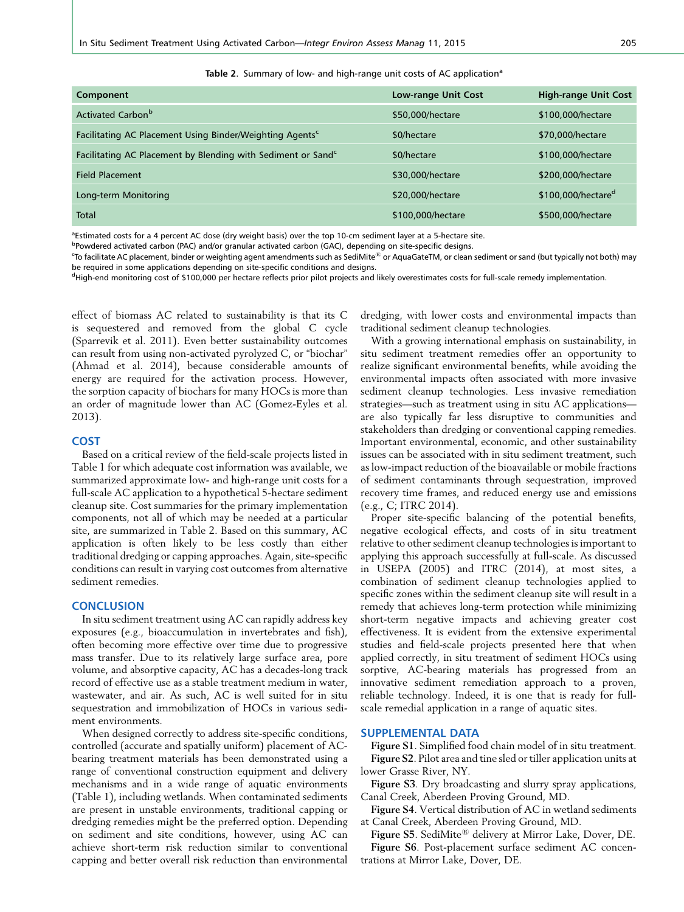Table 2. Summary of low- and high-range unit costs of AC application[a]

| Component | Low-range Unit Cost | High-range Unit Cost |
|---|---|---|
| Activated Carbon[b] | $50,000/hectare | $100,000/hectare |
| Facilitating AC Placement Using Binder/Weighting Agents[c] | $0/hectare | $70,000/hectare |
| Facilitating AC Placement by Blending with Sediment or Sand[c] | $0/hectare | $100,000/hectare |
| Field Placement | $30,000/hectare | $200,000/hectare |
| Long-term Monitoring | $20,000/hectare | $100,000/hectare[d] |
| Total | $100,000/hectare | $500,000/hectare |

[a]Estimated costs for a 4 percent AC dose (dry weight basis) over the top 10-cm sediment layer at a 5-hectare site.
[b]Powdered activated carbon (PAC) and/or granular activated carbon (GAC), depending on site-specific designs.
[c]To facilitate AC placement, binder or weighting agent amendments such as SediMite® or AquaGateTM, or clean sediment or sand (but typically not both) may be required in some applications depending on site-specific conditions and designs.
[d]High-end monitoring cost of $100,000 per hectare reflects prior pilot projects and likely overestimates costs for full-scale remedy implementation.

effect of biomass AC related to sustainability is that its C is sequestered and removed from the global C cycle (Sparrevik et al. 2011). Even better sustainability outcomes can result from using non-activated pyrolyzed C, or "biochar" (Ahmad et al. 2014), because considerable amounts of energy are required for the activation process. However, the sorption capacity of biochars for many HOCs is more than an order of magnitude lower than AC (Gomez-Eyles et al. 2013).

## COST

Based on a critical review of the field-scale projects listed in Table 1 for which adequate cost information was available, we summarized approximate low- and high-range unit costs for a full-scale AC application to a hypothetical 5-hectare sediment cleanup site. Cost summaries for the primary implementation components, not all of which may be needed at a particular site, are summarized in Table 2. Based on this summary, AC application is often likely to be less costly than either traditional dredging or capping approaches. Again, site-specific conditions can result in varying cost outcomes from alternative sediment remedies.

## CONCLUSION

In situ sediment treatment using AC can rapidly address key exposures (e.g., bioaccumulation in invertebrates and fish), often becoming more effective over time due to progressive mass transfer. Due to its relatively large surface area, pore volume, and absorptive capacity, AC has a decades-long track record of effective use as a stable treatment medium in water, wastewater, and air. As such, AC is well suited for in situ sequestration and immobilization of HOCs in various sediment environments.

When designed correctly to address site-specific conditions, controlled (accurate and spatially uniform) placement of AC-bearing treatment materials has been demonstrated using a range of conventional construction equipment and delivery mechanisms and in a wide range of aquatic environments (Table 1), including wetlands. When contaminated sediments are present in unstable environments, traditional capping or dredging remedies might be the preferred option. Depending on sediment and site conditions, however, using AC can achieve short-term risk reduction similar to conventional capping and better overall risk reduction than environmental dredging, with lower costs and environmental impacts than traditional sediment cleanup technologies.

With a growing international emphasis on sustainability, in situ sediment treatment remedies offer an opportunity to realize significant environmental benefits, while avoiding the environmental impacts often associated with more invasive sediment cleanup technologies. Less invasive remediation strategies—such as treatment using in situ AC applications—are also typically far less disruptive to communities and stakeholders than dredging or conventional capping remedies. Important environmental, economic, and other sustainability issues can be associated with in situ sediment treatment, such as low-impact reduction of the bioavailable or mobile fractions of sediment contaminants through sequestration, improved recovery time frames, and reduced energy use and emissions (e.g., C; ITRC 2014).

Proper site-specific balancing of the potential benefits, negative ecological effects, and costs of in situ treatment relative to other sediment cleanup technologies is important to applying this approach successfully at full-scale. As discussed in USEPA (2005) and ITRC (2014), at most sites, a combination of sediment cleanup technologies applied to specific zones within the sediment cleanup site will result in a remedy that achieves long-term protection while minimizing short-term negative impacts and achieving greater cost effectiveness. It is evident from the extensive experimental studies and field-scale projects presented here that when applied correctly, in situ treatment of sediment HOCs using sorptive, AC-bearing materials has progressed from an innovative sediment remediation approach to a proven, reliable technology. Indeed, it is one that is ready for full-scale remedial application in a range of aquatic sites.

## SUPPLEMENTAL DATA

**Figure S1**. Simplified food chain model of in situ treatment.

**Figure S2**. Pilot area and tine sled or tiller application units at lower Grasse River, NY.

**Figure S3**. Dry broadcasting and slurry spray applications, Canal Creek, Aberdeen Proving Ground, MD.

**Figure S4**. Vertical distribution of AC in wetland sediments at Canal Creek, Aberdeen Proving Ground, MD.

**Figure S5**. SediMite® delivery at Mirror Lake, Dover, DE.

**Figure S6**. Post-placement surface sediment AC concentrations at Mirror Lake, Dover, DE.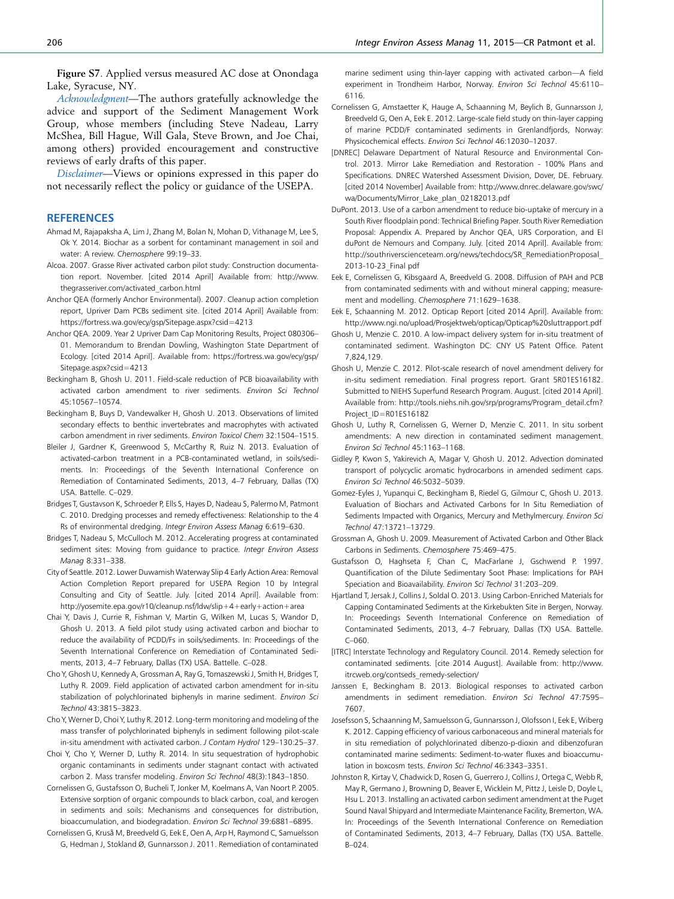**Figure S7**. Applied versus measured AC dose at Onondaga Lake, Syracuse, NY.

*Acknowledgment*—The authors gratefully acknowledge the advice and support of the Sediment Management Work Group, whose members (including Steve Nadeau, Larry McShea, Bill Hague, Will Gala, Steve Brown, and Joe Chai, among others) provided encouragement and constructive reviews of early drafts of this paper.

*Disclaimer*—Views or opinions expressed in this paper do not necessarily reflect the policy or guidance of the USEPA.

## REFERENCES

Ahmad M, Rajapaksha A, Lim J, Zhang M, Bolan N, Mohan D, Vithanage M, Lee S, Ok Y. 2014. Biochar as a sorbent for contaminant management in soil and water: A review. *Chemosphere* 99:19–33.

Alcoa. 2007. Grasse River activated carbon pilot study: Construction documentation report. November. [cited 2014 April] Available from: http://www.thegrasseriver.com/activated_carbon.html

Anchor QEA (formerly Anchor Environmental). 2007. Cleanup action completion report, Upriver Dam PCBs sediment site. [cited 2014 April] Available from: https://fortress.wa.gov/ecy/gsp/Sitepage.aspx?csid=4213

Anchor QEA. 2009. Year 2 Upriver Dam Cap Monitoring Results, Project 080306–01. Memorandum to Brendan Dowling, Washington State Department of Ecology. [cited 2014 April]. Available from: https://fortress.wa.gov/ecy/gsp/Sitepage.aspx?csid=4213

Beckingham B, Ghosh U. 2011. Field-scale reduction of PCB bioavailability with activated carbon amendment to river sediments. *Environ Sci Technol* 45:10567–10574.

Beckingham B, Buys D, Vandewalker H, Ghosh U. 2013. Observations of limited secondary effects to benthic invertebrates and macrophytes with activated carbon amendment in river sediments. *Environ Toxicol Chem* 32:1504–1515.

Bleiler J, Gardner K, Greenwood S, McCarthy R, Ruiz N. 2013. Evaluation of activated-carbon treatment in a PCB-contaminated wetland, in soils/sediments. In: Proceedings of the Seventh International Conference on Remediation of Contaminated Sediments, 2013, 4–7 February, Dallas (TX) USA. Battelle. C–029.

Bridges T, Gustavson K, Schroeder P, Ells S, Hayes D, Nadeau S, Palermo M, Patmont C. 2010. Dredging processes and remedy effectiveness: Relationship to the 4 Rs of environmental dredging. *Integr Environ Assess Manag* 6:619–630.

Bridges T, Nadeau S, McCulloch M. 2012. Accelerating progress at contaminated sediment sites: Moving from guidance to practice. *Integr Environ Assess Manag* 8:331–338.

City of Seattle. 2012. Lower Duwamish Waterway Slip 4 Early Action Area: Removal Action Completion Report prepared for USEPA Region 10 by Integral Consulting and City of Seattle. July. [cited 2014 April]. Available from: http://yosemite.epa.gov/r10/cleanup.nsf/ldw/slip+4+early+action+area

Chai Y, Davis J, Currie R, Fishman V, Martin G, Wilken M, Lucas S, Wandor D, Ghosh U. 2013. A field pilot study using activated carbon and biochar to reduce the availability of PCDD/Fs in soils/sediments. In: Proceedings of the Seventh International Conference on Remediation of Contaminated Sediments, 2013, 4–7 February, Dallas (TX) USA. Battelle. C–028.

Cho Y, Ghosh U, Kennedy A, Grossman A, Ray G, Tomaszewski J, Smith H, Bridges T, Luthy R. 2009. Field application of activated carbon amendment for in-situ stabilization of polychlorinated biphenyls in marine sediment. *Environ Sci Technol* 43:3815–3823.

Cho Y, Werner D, Choi Y, Luthy R. 2012. Long-term monitoring and modeling of the mass transfer of polychlorinated biphenyls in sediment following pilot-scale in-situ amendment with activated carbon. *J Contam Hydrol* 129–130:25–37.

Choi Y, Cho Y, Werner D, Luthy R. 2014. In situ sequestration of hydrophobic organic contaminants in sediments under stagnant contact with activated carbon 2. Mass transfer modeling. *Environ Sci Technol* 48(3):1843–1850.

Cornelissen G, Gustafsson O, Bucheli T, Jonker M, Koelmans A, Van Noort P. 2005. Extensive sorption of organic compounds to black carbon, coal, and kerogen in sediments and soils: Mechanisms and consequences for distribution, bioaccumulation, and biodegradation. *Environ Sci Technol* 39:6881–6895.

Cornelissen G, Kruså M, Breedveld G, Eek E, Oen A, Arp H, Raymond C, Samuelsson G, Hedman J, Stokland Ø, Gunnarsson J. 2011. Remediation of contaminated marine sediment using thin-layer capping with activated carbon—A field experiment in Trondheim Harbor, Norway. *Environ Sci Technol* 45:6110–6116.

Cornelissen G, Amstaetter K, Hauge A, Schaanning M, Beylich B, Gunnarsson J, Breedveld G, Oen A, Eek E. 2012. Large-scale field study on thin-layer capping of marine PCDD/F contaminated sediments in Grenlandfjords, Norway: Physicochemical effects. *Environ Sci Technol* 46:12030–12037.

[DNREC] Delaware Department of Natural Resource and Environmental Control. 2013. Mirror Lake Remediation and Restoration - 100% Plans and Specifications. DNREC Watershed Assessment Division, Dover, DE. February. [cited 2014 November] Available from: http://www.dnrec.delaware.gov/swc/wa/Documents/Mirror_Lake_plan_02182013.pdf

DuPont. 2013. Use of a carbon amendment to reduce bio-uptake of mercury in a South River floodplain pond: Technical Briefing Paper. South River Remediation Proposal: Appendix A. Prepared by Anchor QEA, URS Corporation, and EI duPont de Nemours and Company. July. [cited 2014 April]. Available from: http://southriverscienceteam.org/news/techdocs/SR_RemediationProposal_2013-10-23_Final pdf

Eek E, Cornelissen G, Kibsgaard A, Breedveld G. 2008. Diffusion of PAH and PCB from contaminated sediments with and without mineral capping; measurement and modelling. *Chemosphere* 71:1629–1638.

Eek E, Schaanning M. 2012. Opticap Report [cited 2014 April]. Available from: http://www.ngi.no/upload/Prosjektweb/opticap/Opticap%20sluttrapport.pdf

Ghosh U, Menzie C. 2010. A low-impact delivery system for in-situ treatment of contaminated sediment. Washington DC: CNY US Patent Office. Patent 7,824,129.

Ghosh U, Menzie C. 2012. Pilot-scale research of novel amendment delivery for in-situ sediment remediation. Final progress report. Grant 5R01ES16182. Submitted to NIEHS Superfund Research Program. August. [cited 2014 April]. Available from: http://tools.niehs.nih.gov/srp/programs/Program_detail.cfm?Project_ID=R01ES16182

Ghosh U, Luthy R, Cornelissen G, Werner D, Menzie C. 2011. In situ sorbent amendments: A new direction in contaminated sediment management. *Environ Sci Technol* 45:1163–1168.

Gidley P, Kwon S, Yakirevich A, Magar V, Ghosh U. 2012. Advection dominated transport of polycyclic aromatic hydrocarbons in amended sediment caps. *Environ Sci Technol* 46:5032–5039.

Gomez-Eyles J, Yupanqui C, Beckingham B, Riedel G, Gilmour C, Ghosh U. 2013. Evaluation of Biochars and Activated Carbons for In Situ Remediation of Sediments Impacted with Organics, Mercury and Methylmercury. *Environ Sci Technol* 47:13721–13729.

Grossman A, Ghosh U. 2009. Measurement of Activated Carbon and Other Black Carbons in Sediments. *Chemosphere* 75:469–475.

Gustafsson O, Haghseta F, Chan C, MacFarlane J, Gschwend P. 1997. Quantification of the Dilute Sedimentary Soot Phase: Implications for PAH Speciation and Bioavailability. *Environ Sci Technol* 31:203–209.

Hjartland T, Jersak J, Collins J, Soldal O. 2013. Using Carbon-Enriched Materials for Capping Contaminated Sediments at the Kirkebukten Site in Bergen, Norway. In: Proceedings Seventh International Conference on Remediation of Contaminated Sediments, 2013, 4–7 February, Dallas (TX) USA. Battelle. C–060.

[ITRC] Interstate Technology and Regulatory Council. 2014. Remedy selection for contaminated sediments. [cite 2014 August]. Available from: http://www.itrcweb.org/contseds_remedy-selection/

Janssen E, Beckingham B. 2013. Biological responses to activated carbon amendments in sediment remediation. *Environ Sci Technol* 47:7595–7607.

Josefsson S, Schaanning M, Samuelsson G, Gunnarsson J, Olofsson I, Eek E, Wiberg K. 2012. Capping efficiency of various carbonaceous and mineral materials for in situ remediation of polychlorinated dibenzo-p-dioxin and dibenzofuran contaminated marine sediments: Sediment-to-water fluxes and bioaccumulation in boxcosm tests. *Environ Sci Technol* 46:3343–3351.

Johnston R, Kirtay V, Chadwick D, Rosen G, Guerrero J, Collins J, Ortega C, Webb R, May R, Germano J, Browning D, Beaver E, Wicklein M, Pittz J, Leisle D, Doyle L, Hsu L. 2013. Installing an activated carbon sediment amendment at the Puget Sound Naval Shipyard and Intermediate Maintenance Facility, Bremerton, WA. In: Proceedings of the Seventh International Conference on Remediation of Contaminated Sediments, 2013, 4–7 February, Dallas (TX) USA. Battelle. B–024.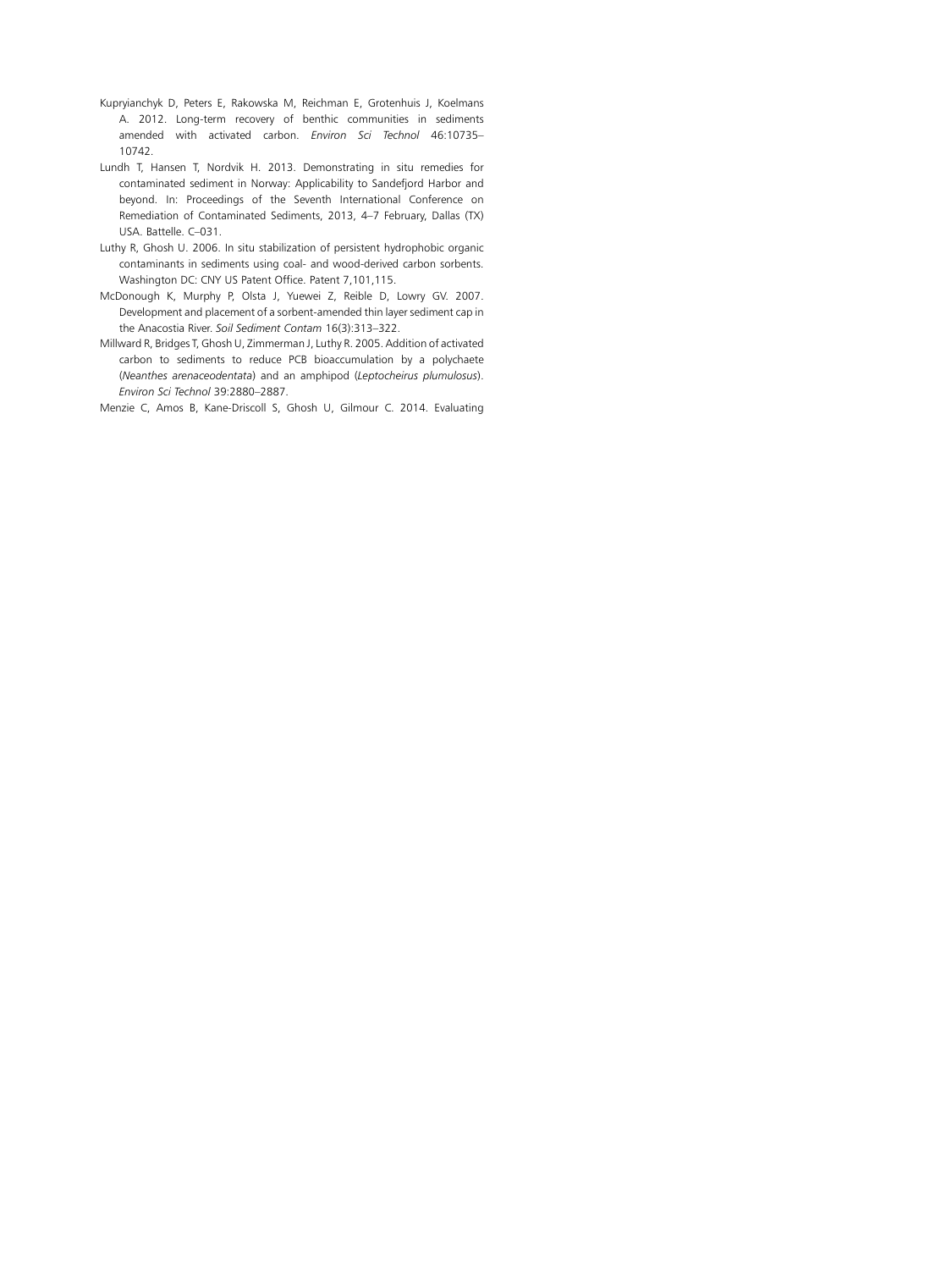Kupryianchyk D, Peters E, Rakowska M, Reichman E, Grotenhuis J, Koelmans A. 2012. Long-term recovery of benthic communities in sediments amended with activated carbon. *Environ Sci Technol* 46:10735–10742.

Lundh T, Hansen T, Nordvik H. 2013. Demonstrating in situ remedies for contaminated sediment in Norway: Applicability to Sandefjord Harbor and beyond. In: Proceedings of the Seventh International Conference on Remediation of Contaminated Sediments, 2013, 4–7 February, Dallas (TX) USA. Battelle. C–031.

Luthy R, Ghosh U. 2006. In situ stabilization of persistent hydrophobic organic contaminants in sediments using coal- and wood-derived carbon sorbents. Washington DC: CNY US Patent Office. Patent 7,101,115.

McDonough K, Murphy P, Olsta J, Yuewei Z, Reible D, Lowry GV. 2007. Development and placement of a sorbent-amended thin layer sediment cap in the Anacostia River. *Soil Sediment Contam* 16(3):313–322.

Millward R, Bridges T, Ghosh U, Zimmerman J, Luthy R. 2005. Addition of activated carbon to sediments to reduce PCB bioaccumulation by a polychaete (*Neanthes arenaceodentata*) and an amphipod (*Leptocheirus plumulosus*). *Environ Sci Technol* 39:2880–2887.

Menzie C, Amos B, Kane-Driscoll S, Ghosh U, Gilmour C. 2014. Evaluating